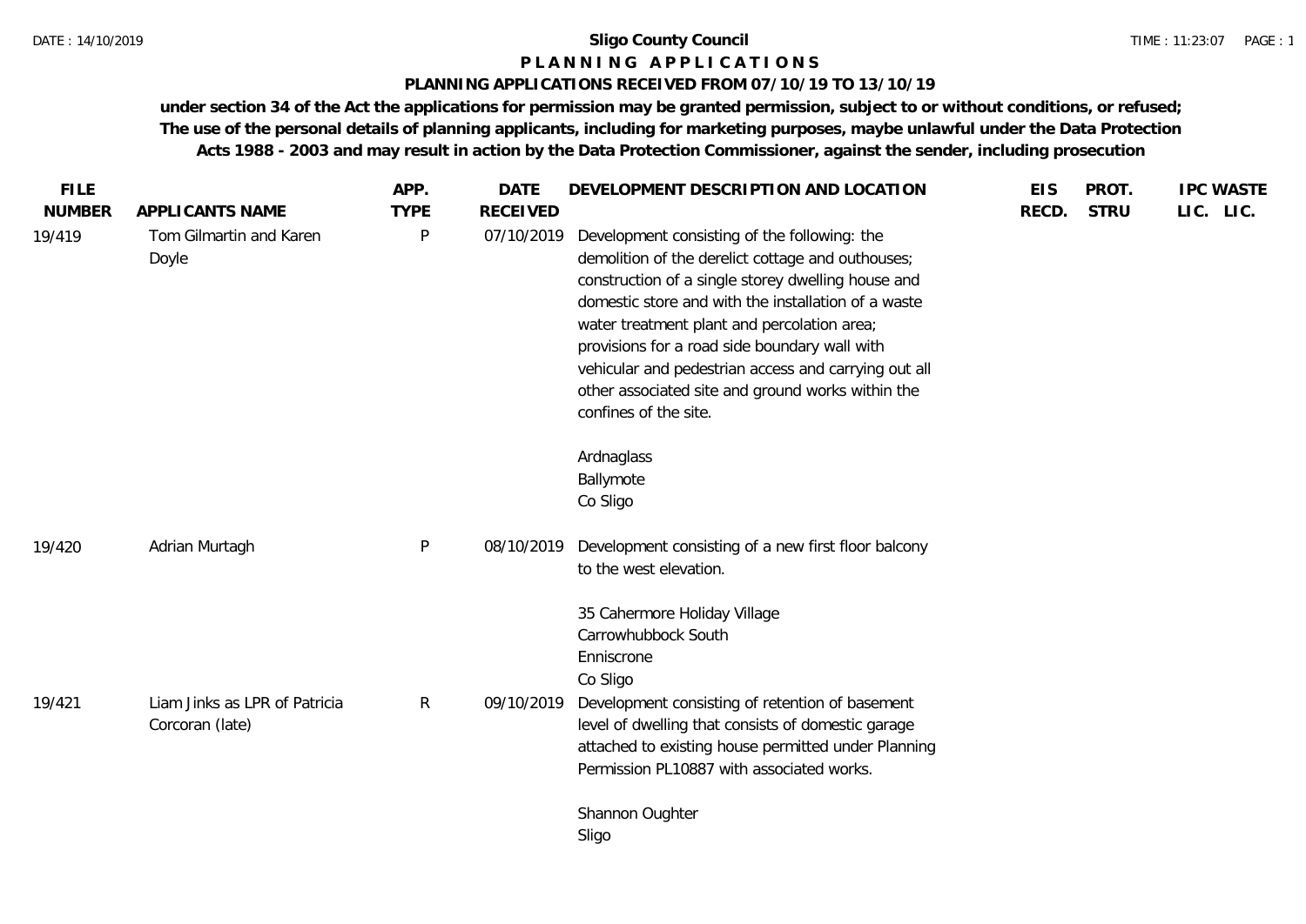**Sligo County Council**

# PLANNING APPLICATIONS

## PLANNING APPLICATIONS RECEIVED FROM 07/10/19 TO 13/10/19

**under section 34 of the Act the applications for permission may be granted permission, subject to or without conditions, or refused; The use of the personal details of planning applicants, including for marketing purposes, maybe unlawful under the Data Protection Acts 1988 - 2003 and may result in action by the Data Protection Commissioner, against the sender, including prosecution**

| FILE NUMBER | APPLICANTS NAME | APP. TYPE | DATE RECEIVED | DEVELOPMENT DESCRIPTION AND LOCATION | EIS RECD. | PROT. STRU | IPC LIC. | WASTE LIC. |
|---|---|---|---|---|---|---|---|---|
| 19/419 | Tom Gilmartin and Karen Doyle | P | 07/10/2019 | Development consisting of the following: the demolition of the derelict cottage and outhouses; construction of a single storey dwelling house and domestic store and with the installation of a waste water treatment plant and percolation area; provisions for a road side boundary wall with vehicular and pedestrian access and carrying out all other associated site and ground works within the confines of the site.<br><br>Ardnaglass<br>Ballymote<br>Co Sligo | | | | |
| 19/420 | Adrian Murtagh | P | 08/10/2019 | Development consisting of a new first floor balcony to the west elevation.<br><br>35 Cahermore Holiday Village<br>Carrowhubbock South<br>Enniscrone<br>Co Sligo | | | | |
| 19/421 | Liam Jinks as LPR of Patricia Corcoran (late) | R | 09/10/2019 | Development consisting of retention of basement level of dwelling that consists of domestic garage attached to existing house permitted under Planning Permission PL10887 with associated works.<br><br>Shannon Oughter<br>Sligo | | | | |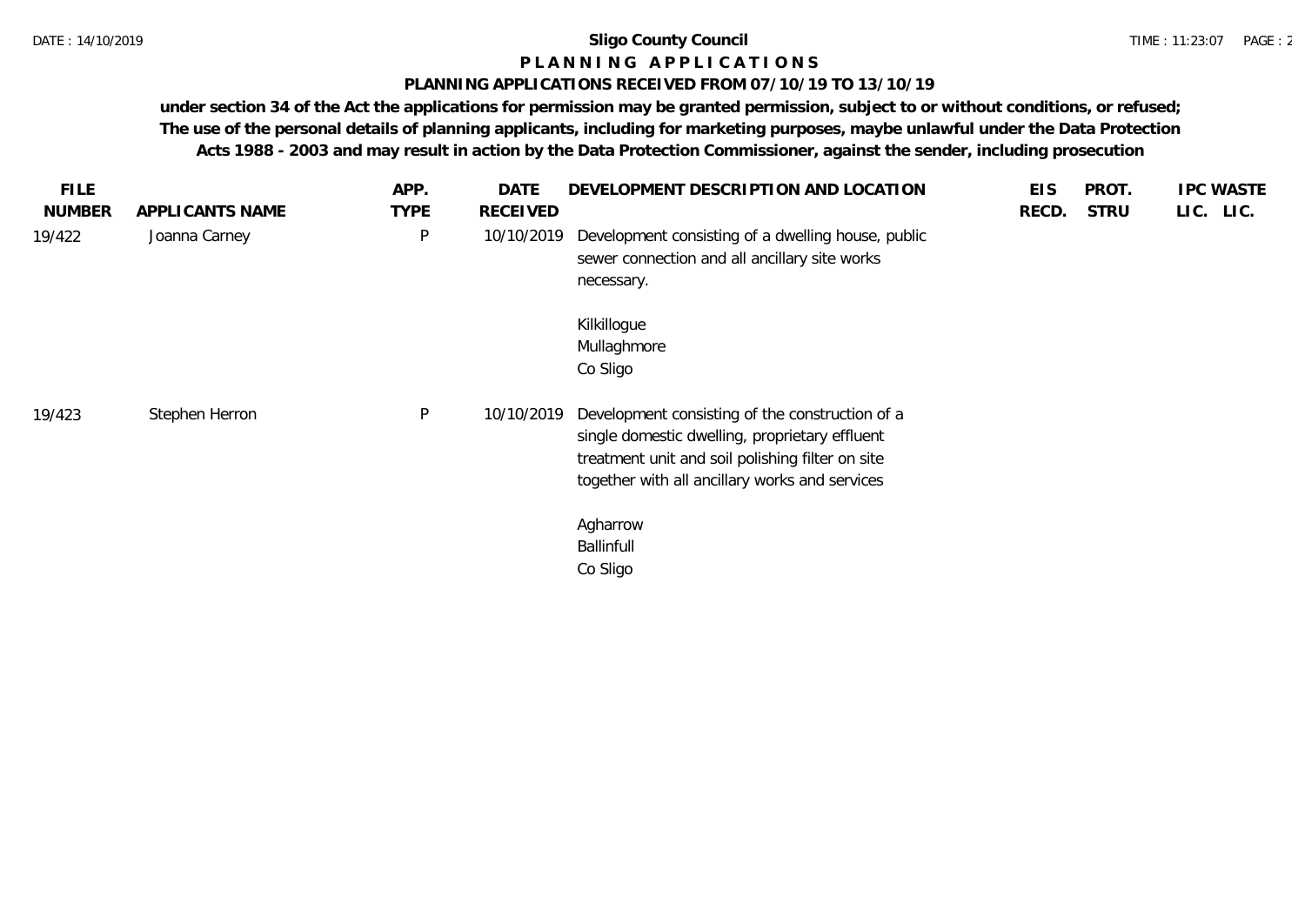**Sligo County Council**

**P L A N N I N G A P P L I C A T I O N S**

**PLANNING APPLICATIONS RECEIVED FROM 07/10/19 TO 13/10/19**

**under section 34 of the Act the applications for permission may be granted permission, subject to or without conditions, or refused; The use of the personal details of planning applicants, including for marketing purposes, maybe unlawful under the Data Protection Acts 1988 - 2003 and may result in action by the Data Protection Commissioner, against the sender, including prosecution**

| FILE NUMBER | APPLICANTS NAME | APP. TYPE | DATE RECEIVED | DEVELOPMENT DESCRIPTION AND LOCATION | EIS RECD. | PROT. STRU | IPC LIC. | WASTE LIC. |
|---|---|---|---|---|---|---|---|---|
| 19/422 | Joanna Carney | P | 10/10/2019 | Development consisting of a dwelling house, public sewer connection and all ancillary site works necessary.<br><br>Kilkillogue<br>Mullaghmore<br>Co Sligo | | | | |
| 19/423 | Stephen Herron | P | 10/10/2019 | Development consisting of the construction of a single domestic dwelling, proprietary effluent treatment unit and soil polishing filter on site together with all ancillary works and services<br><br>Agharrow<br>Ballinfull<br>Co Sligo | | | | |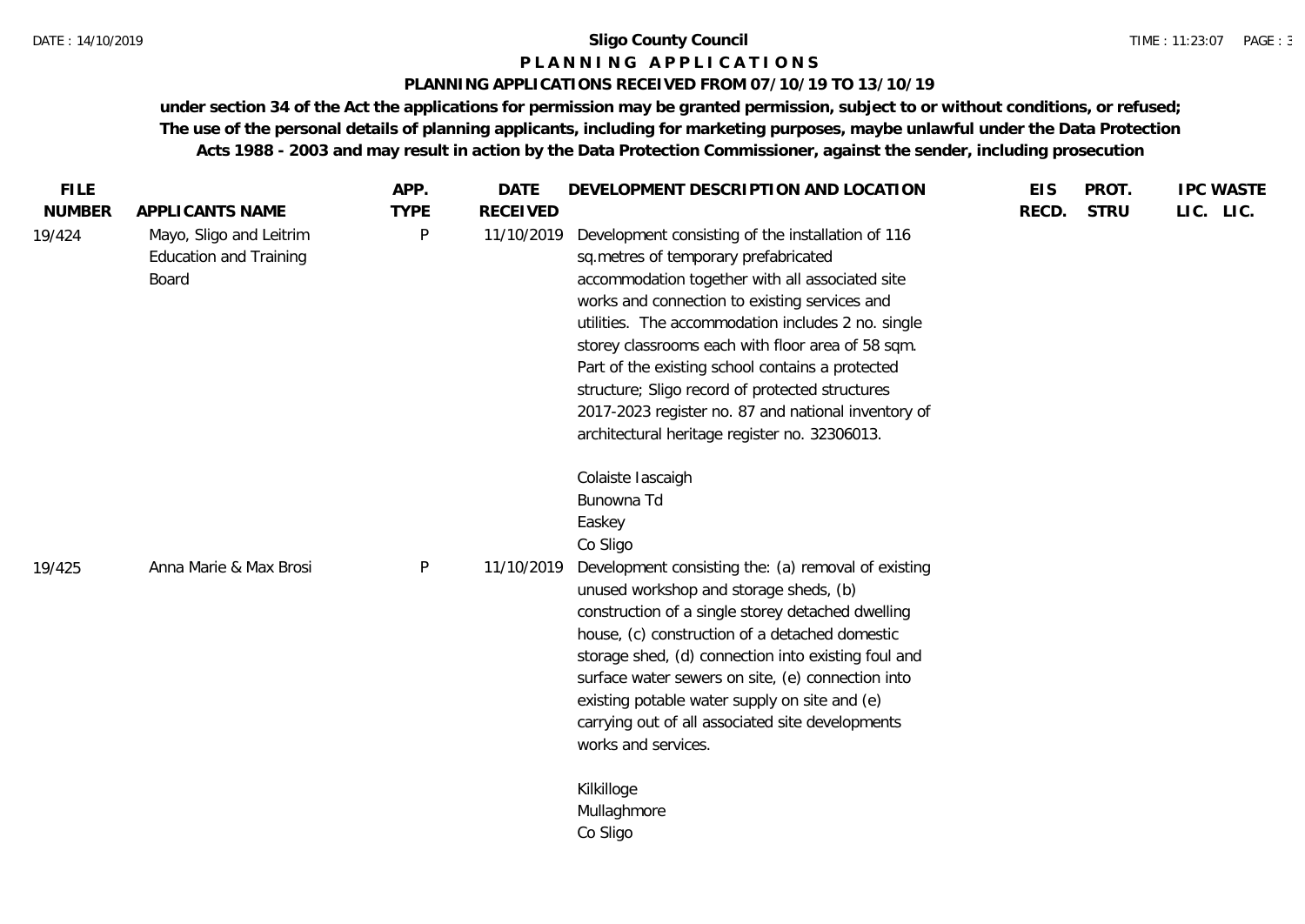**Sligo County Council**

**P L A N N I N G   A P P L I C A T I O N S**

**PLANNING APPLICATIONS RECEIVED FROM 07/10/19 TO 13/10/19**

**under section 34 of the Act the applications for permission may be granted permission, subject to or without conditions, or refused; The use of the personal details of planning applicants, including for marketing purposes, maybe unlawful under the Data Protection Acts 1988 - 2003 and may result in action by the Data Protection Commissioner, against the sender, including prosecution**

| FILE NUMBER | APPLICANTS NAME | APP. TYPE | DATE RECEIVED | DEVELOPMENT DESCRIPTION AND LOCATION | EIS RECD. | PROT. STRU | IPC LIC. | WASTE LIC. |
|---|---|---|---|---|---|---|---|---|
| 19/424 | Mayo, Sligo and Leitrim Education and Training Board | P | 11/10/2019 | Development consisting of the installation of 116 sq.metres of temporary prefabricated accommodation together with all associated site works and connection to existing services and utilities. The accommodation includes 2 no. single storey classrooms each with floor area of 58 sqm. Part of the existing school contains a protected structure; Sligo record of protected structures 2017-2023 register no. 87 and national inventory of architectural heritage register no. 32306013.<br><br>Colaiste Iascaigh<br>Bunowna Td<br>Easkey<br>Co Sligo | | | | |
| 19/425 | Anna Marie & Max Brosi | P | 11/10/2019 | Development consisting the: (a) removal of existing unused workshop and storage sheds, (b) construction of a single storey detached dwelling house, (c) construction of a detached domestic storage shed, (d) connection into existing foul and surface water sewers on site, (e) connection into existing potable water supply on site and (e) carrying out of all associated site developments works and services.<br><br>Kilkilloge<br>Mullaghmore<br>Co Sligo | | | | |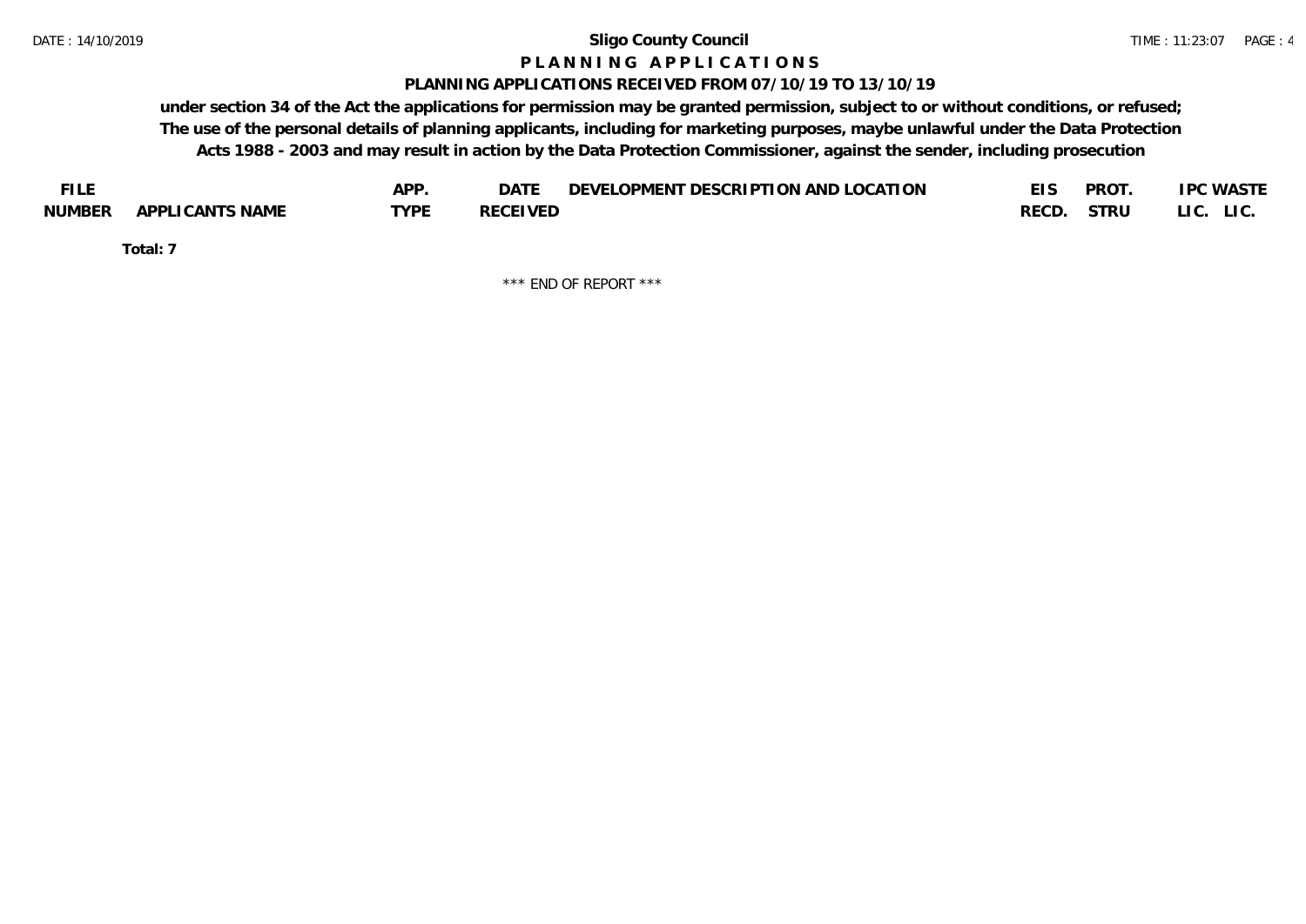# Sligo County Council

## P L A N N I N G   A P P L I C A T I O N S

### PLANNING APPLICATIONS RECEIVED FROM 07/10/19 TO 13/10/19

**under section 34 of the Act the applications for permission may be granted permission, subject to or without conditions, or refused; The use of the personal details of planning applicants, including for marketing purposes, maybe unlawful under the Data Protection Acts 1988 - 2003 and may result in action by the Data Protection Commissioner, against the sender, including prosecution**

| FILE NUMBER | APPLICANTS NAME | APP. TYPE | DATE RECEIVED | DEVELOPMENT DESCRIPTION AND LOCATION | EIS RECD. | PROT. STRU | IPC LIC. | WASTE LIC. |
|---|---|---|---|---|---|---|---|---|

**Total: 7**

\*\*\* END OF REPORT \*\*\*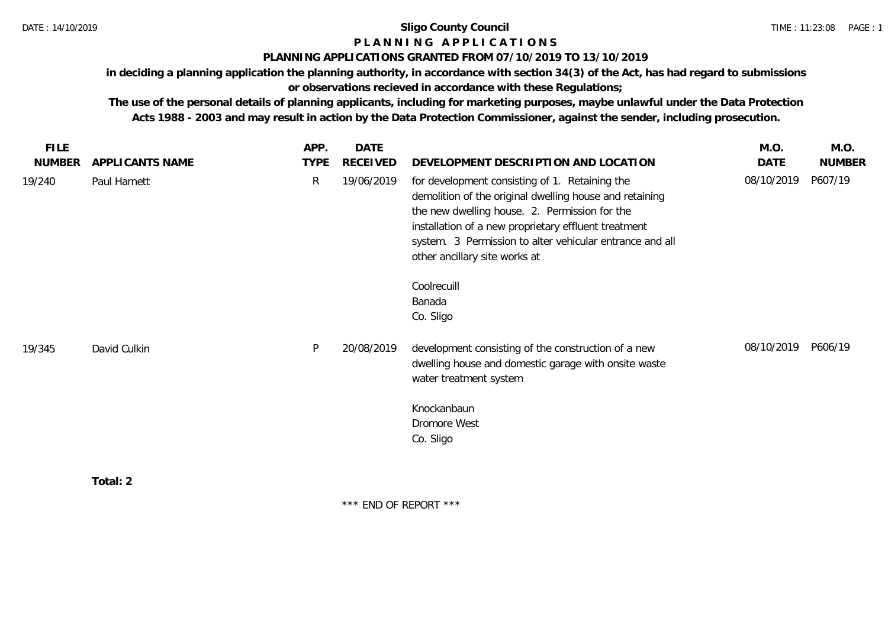**Sligo County Council**

**P L A N N I N G   A P P L I C A T I O N S**

**PLANNING APPLICATIONS GRANTED FROM 07/10/2019 TO 13/10/2019**

**in deciding a planning application the planning authority, in accordance with section 34(3) of the Act, has had regard to submissions or observations recieved in accordance with these Regulations;**

**The use of the personal details of planning applicants, including for marketing purposes, maybe unlawful under the Data Protection Acts 1988 - 2003 and may result in action by the Data Protection Commissioner, against the sender, including prosecution.**

| FILE NUMBER | APPLICANTS NAME | APP. TYPE | DATE RECEIVED | DEVELOPMENT DESCRIPTION AND LOCATION | M.O. DATE | M.O. NUMBER |
|---|---|---|---|---|---|---|
| 19/240 | Paul Harnett | R | 19/06/2019 | for development consisting of 1. Retaining the demolition of the original dwelling house and retaining the new dwelling house. 2. Permission for the installation of a new proprietary effluent treatment system. 3 Permission to alter vehicular entrance and all other ancillary site works at<br><br>Coolrecuill<br>Banada<br>Co. Sligo | 08/10/2019 | P607/19 |
| 19/345 | David Culkin | P | 20/08/2019 | development consisting of the construction of a new dwelling house and domestic garage with onsite waste water treatment system<br><br>Knockanbaun<br>Dromore West<br>Co. Sligo | 08/10/2019 | P606/19 |

**Total: 2**

\*\*\* END OF REPORT \*\*\*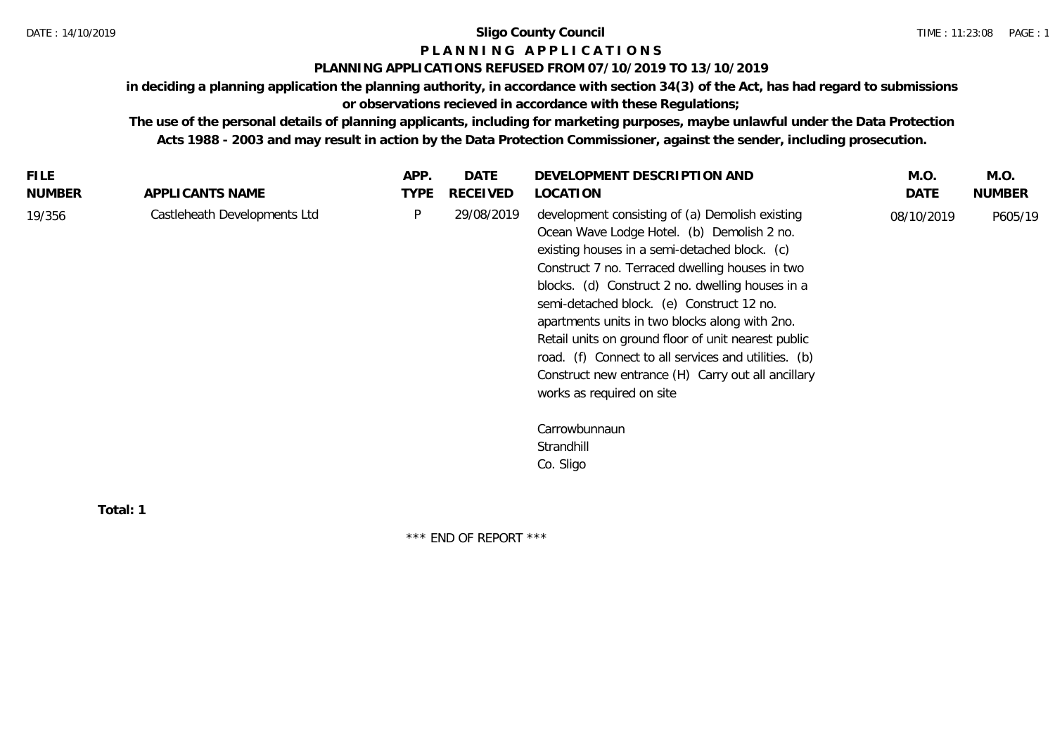# Sligo County Council

## PLANNING APPLICATIONS

### PLANNING APPLICATIONS REFUSED FROM 07/10/2019 TO 13/10/2019

**in deciding a planning application the planning authority, in accordance with section 34(3) of the Act, has had regard to submissions or observations recieved in accordance with these Regulations;**

**The use of the personal details of planning applicants, including for marketing purposes, maybe unlawful under the Data Protection Acts 1988 - 2003 and may result in action by the Data Protection Commissioner, against the sender, including prosecution.**

| FILE NUMBER | APPLICANTS NAME | APP. TYPE | DATE RECEIVED | DEVELOPMENT DESCRIPTION AND LOCATION | M.O. DATE | M.O. NUMBER |
|---|---|---|---|---|---|---|
| 19/356 | Castleheath Developments Ltd | P | 29/08/2019 | development consisting of (a) Demolish existing Ocean Wave Lodge Hotel. (b) Demolish 2 no. existing houses in a semi-detached block. (c) Construct 7 no. Terraced dwelling houses in two blocks. (d) Construct 2 no. dwelling houses in a semi-detached block. (e) Construct 12 no. apartments units in two blocks along with 2no. Retail units on ground floor of unit nearest public road. (f) Connect to all services and utilities. (b) Construct new entrance (H) Carry out all ancillary works as required on site<br><br>Carrowbunnaun<br>Strandhill<br>Co. Sligo | 08/10/2019 | P605/19 |

**Total: 1**

\*\*\* END OF REPORT \*\*\*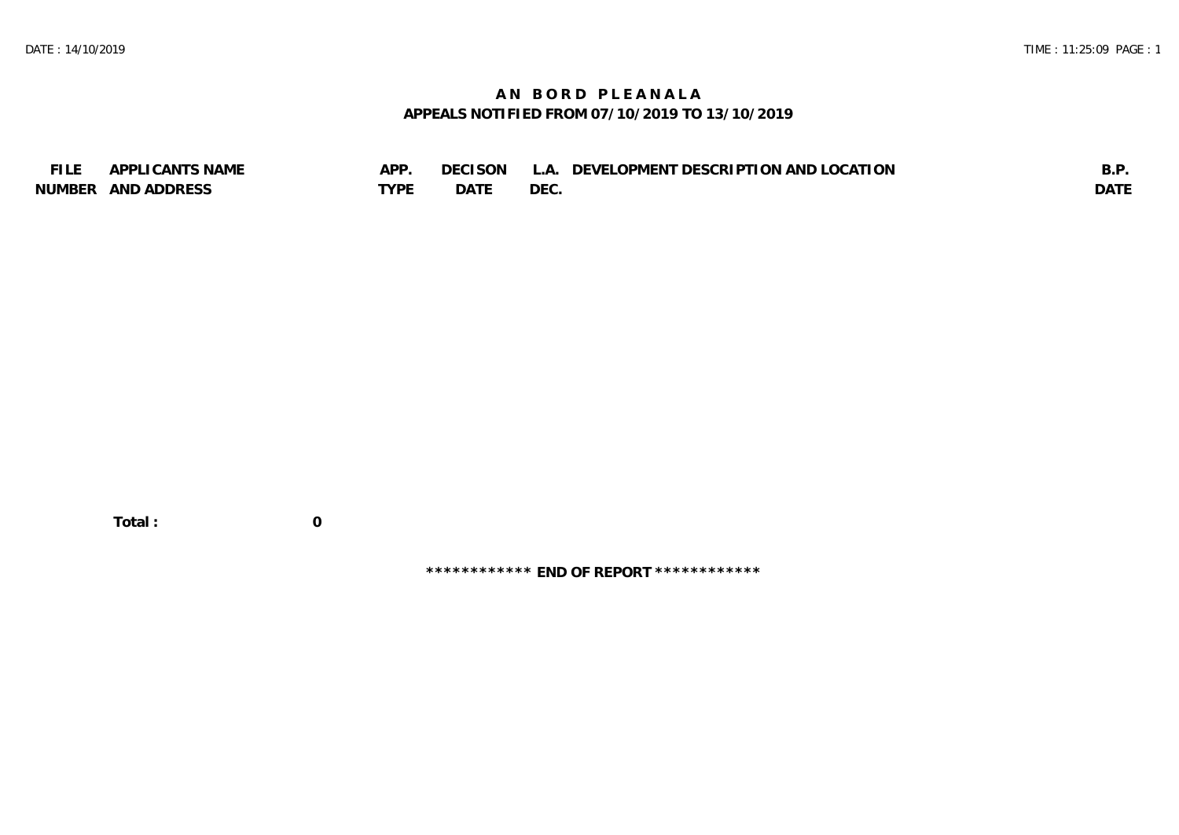# AN BORD PLEANALA

## APPEALS NOTIFIED FROM 07/10/2019 TO 13/10/2019

| FILE NUMBER | APPLICANTS NAME AND ADDRESS | APP. TYPE | DECISON DATE | L.A. DEC. | DEVELOPMENT DESCRIPTION AND LOCATION | B.P. DATE |
|---|---|---|---|---|---|---|

**Total : 0**

**\************ END OF REPORT \************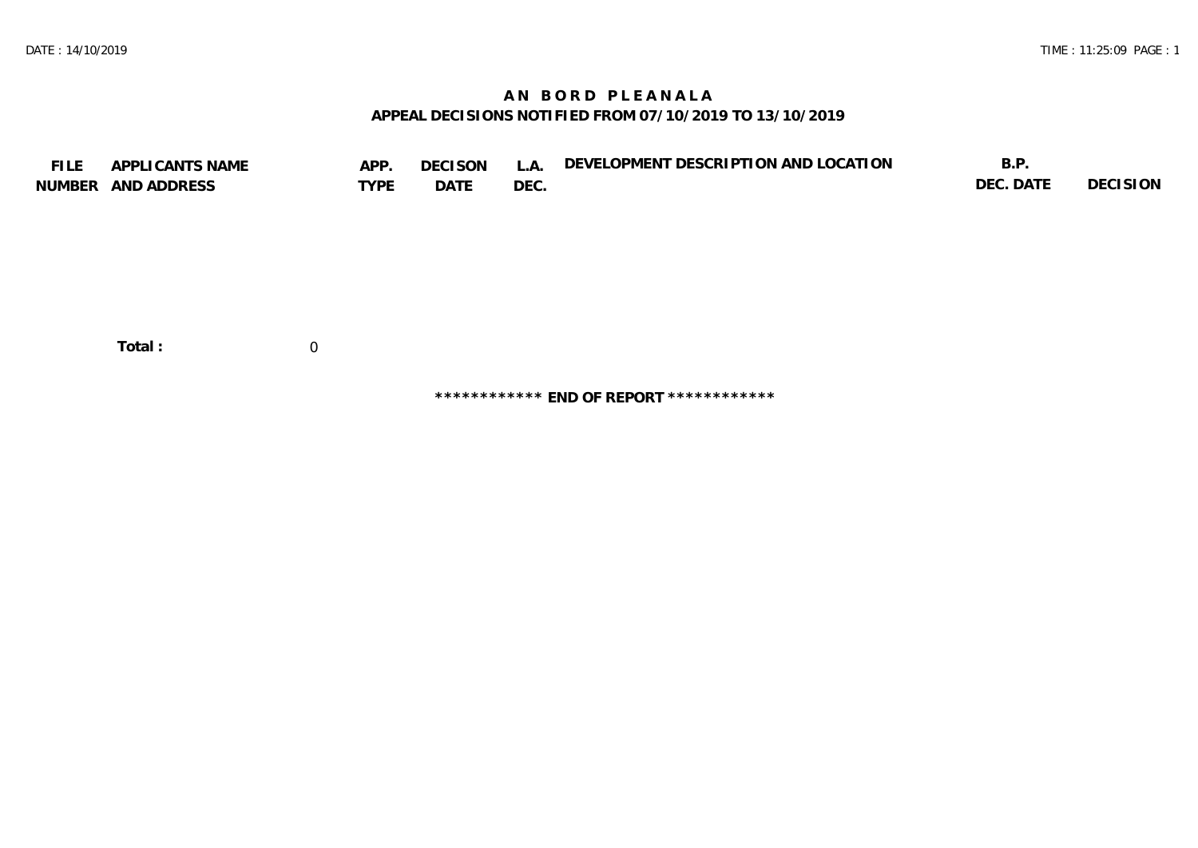# AN BORD PLEANALA

## APPEAL DECISIONS NOTIFIED FROM 07/10/2019 TO 13/10/2019

| FILE NUMBER | APPLICANTS NAME AND ADDRESS | APP. TYPE | DECISON DATE | L.A. DEC. | DEVELOPMENT DESCRIPTION AND LOCATION | B.P. DEC. DATE | DECISION |
|---|---|---|---|---|---|---|---|

**Total :** 0

************ **END OF REPORT** ************